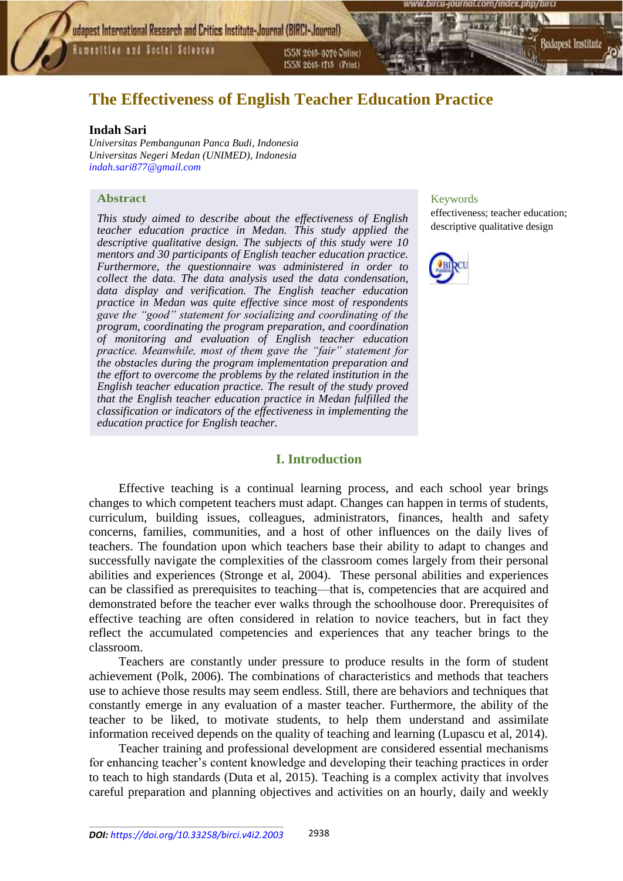# The Effectiveness of English Teacher Education Practice

**Indah Sari**

*Universitas Pembangunan Panca Budi, Indonesia*
*Universitas Negeri Medan (UNIMED), Indonesia*
indah.sari877@gmail.com

## Abstract

*This study aimed to describe about the effectiveness of English teacher education practice in Medan. This study applied the descriptive qualitative design. The subjects of this study were 10 mentors and 30 participants of English teacher education practice. Furthermore, the questionnaire was administered in order to collect the data. The data analysis used the data condensation, data display and verification. The English teacher education practice in Medan was quite effective since most of respondents gave the "good" statement for socializing and coordinating of the program, coordinating the program preparation, and coordination of monitoring and evaluation of English teacher education practice. Meanwhile, most of them gave the "fair" statement for the obstacles during the program implementation preparation and the effort to overcome the problems by the related institution in the English teacher education practice. The result of the study proved that the English teacher education practice in Medan fulfilled the classification or indicators of the effectiveness in implementing the education practice for English teacher.*

**Keywords**

effectiveness; teacher education; descriptive qualitative design

## I. Introduction

Effective teaching is a continual learning process, and each school year brings changes to which competent teachers must adapt. Changes can happen in terms of students, curriculum, building issues, colleagues, administrators, finances, health and safety concerns, families, communities, and a host of other influences on the daily lives of teachers. The foundation upon which teachers base their ability to adapt to changes and successfully navigate the complexities of the classroom comes largely from their personal abilities and experiences (Stronge et al, 2004). These personal abilities and experiences can be classified as prerequisites to teaching—that is, competencies that are acquired and demonstrated before the teacher ever walks through the schoolhouse door. Prerequisites of effective teaching are often considered in relation to novice teachers, but in fact they reflect the accumulated competencies and experiences that any teacher brings to the classroom.

Teachers are constantly under pressure to produce results in the form of student achievement (Polk, 2006). The combinations of characteristics and methods that teachers use to achieve those results may seem endless. Still, there are behaviors and techniques that constantly emerge in any evaluation of a master teacher. Furthermore, the ability of the teacher to be liked, to motivate students, to help them understand and assimilate information received depends on the quality of teaching and learning (Lupascu et al, 2014).

Teacher training and professional development are considered essential mechanisms for enhancing teacher's content knowledge and developing their teaching practices in order to teach to high standards (Duta et al, 2015). Teaching is a complex activity that involves careful preparation and planning objectives and activities on an hourly, daily and weekly

***DOI:*** https://doi.org/10.33258/birci.v4i2.2003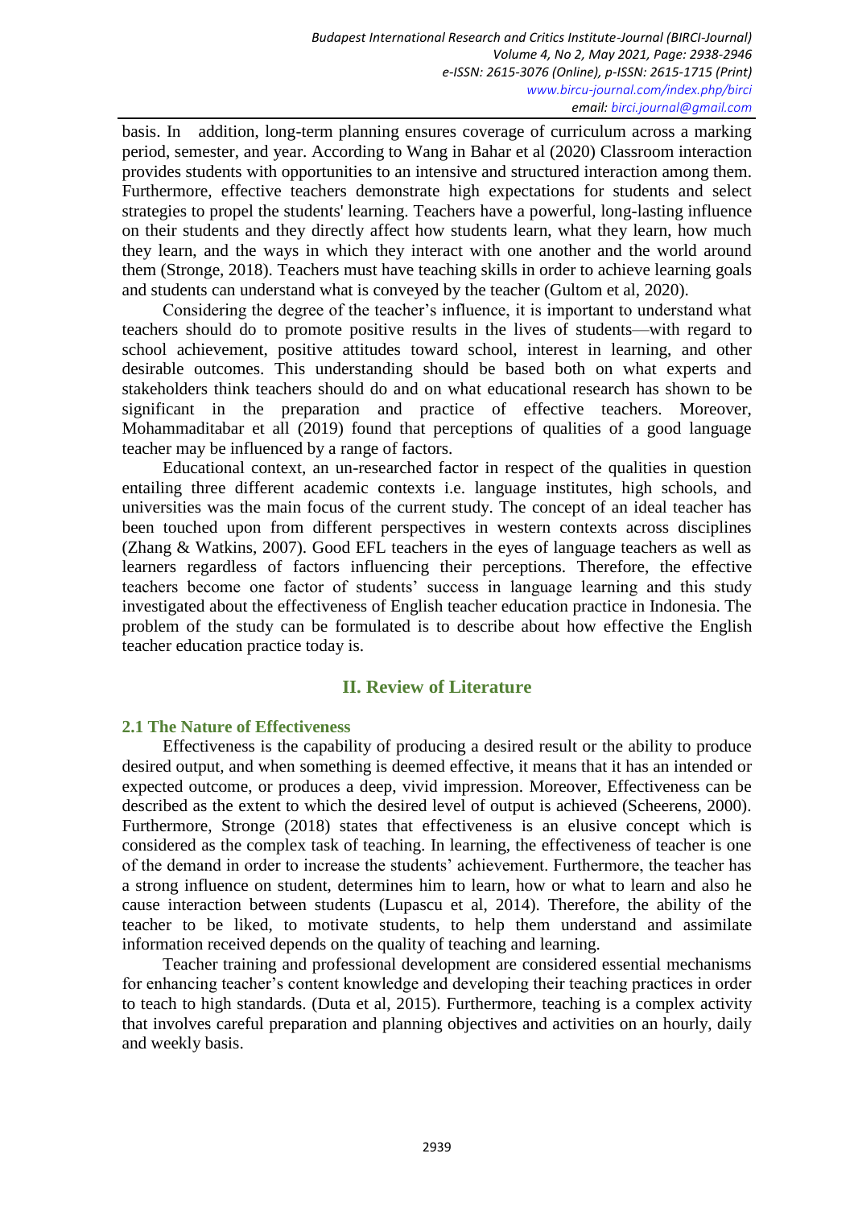basis. In addition, long-term planning ensures coverage of curriculum across a marking period, semester, and year. According to Wang in Bahar et al (2020) Classroom interaction provides students with opportunities to an intensive and structured interaction among them. Furthermore, effective teachers demonstrate high expectations for students and select strategies to propel the students' learning. Teachers have a powerful, long-lasting influence on their students and they directly affect how students learn, what they learn, how much they learn, and the ways in which they interact with one another and the world around them (Stronge, 2018). Teachers must have teaching skills in order to achieve learning goals and students can understand what is conveyed by the teacher (Gultom et al, 2020).

Considering the degree of the teacher's influence, it is important to understand what teachers should do to promote positive results in the lives of students—with regard to school achievement, positive attitudes toward school, interest in learning, and other desirable outcomes. This understanding should be based both on what experts and stakeholders think teachers should do and on what educational research has shown to be significant in the preparation and practice of effective teachers. Moreover, Mohammaditabar et all (2019) found that perceptions of qualities of a good language teacher may be influenced by a range of factors.

Educational context, an un-researched factor in respect of the qualities in question entailing three different academic contexts i.e. language institutes, high schools, and universities was the main focus of the current study. The concept of an ideal teacher has been touched upon from different perspectives in western contexts across disciplines (Zhang & Watkins, 2007). Good EFL teachers in the eyes of language teachers as well as learners regardless of factors influencing their perceptions. Therefore, the effective teachers become one factor of students' success in language learning and this study investigated about the effectiveness of English teacher education practice in Indonesia. The problem of the study can be formulated is to describe about how effective the English teacher education practice today is.

## II. Review of Literature

### 2.1 The Nature of Effectiveness

Effectiveness is the capability of producing a desired result or the ability to produce desired output, and when something is deemed effective, it means that it has an intended or expected outcome, or produces a deep, vivid impression. Moreover, Effectiveness can be described as the extent to which the desired level of output is achieved (Scheerens, 2000). Furthermore, Stronge (2018) states that effectiveness is an elusive concept which is considered as the complex task of teaching. In learning, the effectiveness of teacher is one of the demand in order to increase the students' achievement. Furthermore, the teacher has a strong influence on student, determines him to learn, how or what to learn and also he cause interaction between students (Lupascu et al, 2014). Therefore, the ability of the teacher to be liked, to motivate students, to help them understand and assimilate information received depends on the quality of teaching and learning.

Teacher training and professional development are considered essential mechanisms for enhancing teacher's content knowledge and developing their teaching practices in order to teach to high standards. (Duta et al, 2015). Furthermore, teaching is a complex activity that involves careful preparation and planning objectives and activities on an hourly, daily and weekly basis.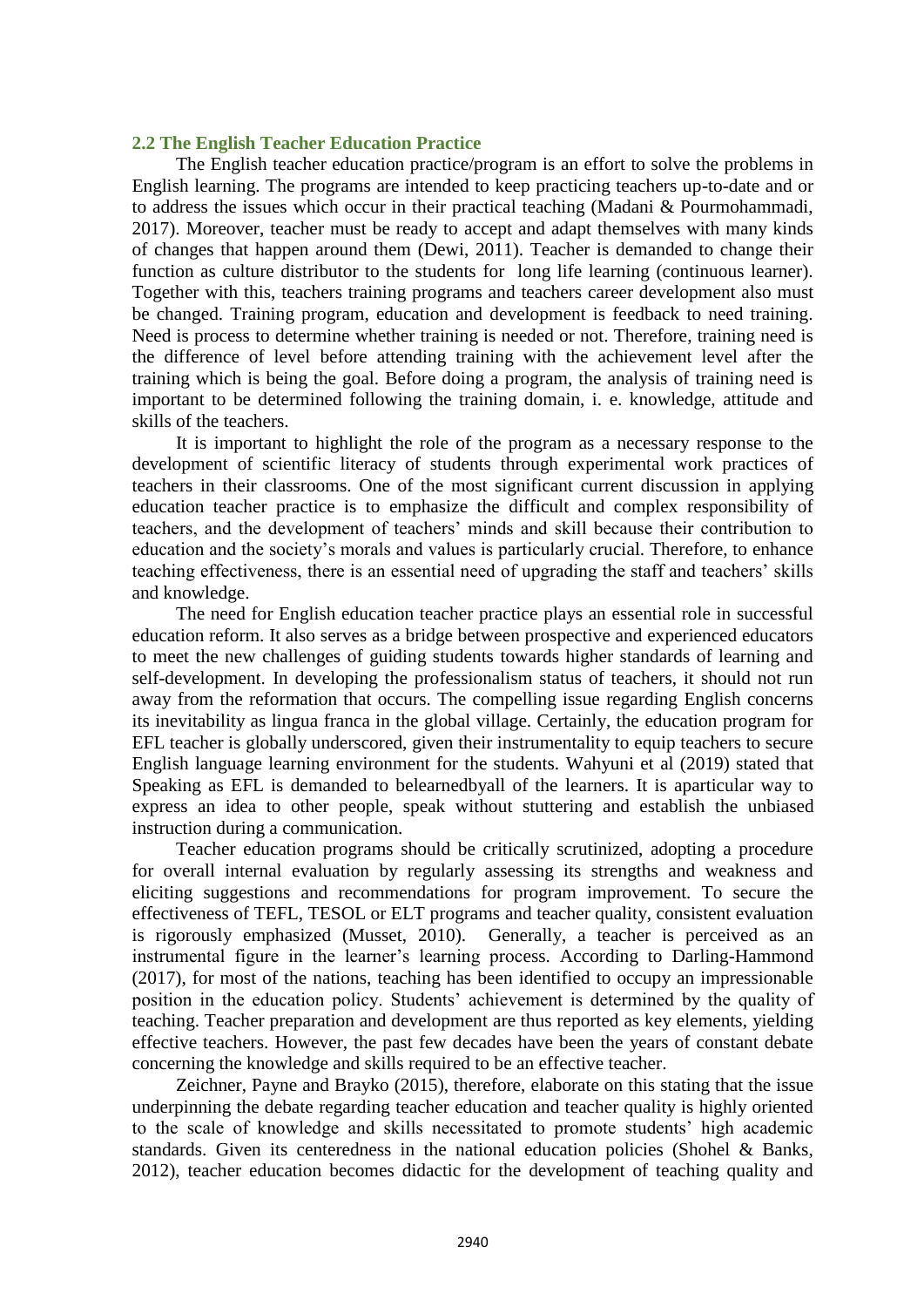### 2.2 The English Teacher Education Practice

The English teacher education practice/program is an effort to solve the problems in English learning. The programs are intended to keep practicing teachers up-to-date and or to address the issues which occur in their practical teaching (Madani & Pourmohammadi, 2017). Moreover, teacher must be ready to accept and adapt themselves with many kinds of changes that happen around them (Dewi, 2011). Teacher is demanded to change their function as culture distributor to the students for long life learning (continuous learner). Together with this, teachers training programs and teachers career development also must be changed. Training program, education and development is feedback to need training. Need is process to determine whether training is needed or not. Therefore, training need is the difference of level before attending training with the achievement level after the training which is being the goal. Before doing a program, the analysis of training need is important to be determined following the training domain, i. e. knowledge, attitude and skills of the teachers.

It is important to highlight the role of the program as a necessary response to the development of scientific literacy of students through experimental work practices of teachers in their classrooms. One of the most significant current discussion in applying education teacher practice is to emphasize the difficult and complex responsibility of teachers, and the development of teachers' minds and skill because their contribution to education and the society's morals and values is particularly crucial. Therefore, to enhance teaching effectiveness, there is an essential need of upgrading the staff and teachers' skills and knowledge.

The need for English education teacher practice plays an essential role in successful education reform. It also serves as a bridge between prospective and experienced educators to meet the new challenges of guiding students towards higher standards of learning and self-development. In developing the professionalism status of teachers, it should not run away from the reformation that occurs. The compelling issue regarding English concerns its inevitability as lingua franca in the global village. Certainly, the education program for EFL teacher is globally underscored, given their instrumentality to equip teachers to secure English language learning environment for the students. Wahyuni et al (2019) stated that Speaking as EFL is demanded to belearnedbyall of the learners. It is aparticular way to express an idea to other people, speak without stuttering and establish the unbiased instruction during a communication.

Teacher education programs should be critically scrutinized, adopting a procedure for overall internal evaluation by regularly assessing its strengths and weakness and eliciting suggestions and recommendations for program improvement. To secure the effectiveness of TEFL, TESOL or ELT programs and teacher quality, consistent evaluation is rigorously emphasized (Musset, 2010). Generally, a teacher is perceived as an instrumental figure in the learner's learning process. According to Darling-Hammond (2017), for most of the nations, teaching has been identified to occupy an impressionable position in the education policy. Students' achievement is determined by the quality of teaching. Teacher preparation and development are thus reported as key elements, yielding effective teachers. However, the past few decades have been the years of constant debate concerning the knowledge and skills required to be an effective teacher.

Zeichner, Payne and Brayko (2015), therefore, elaborate on this stating that the issue underpinning the debate regarding teacher education and teacher quality is highly oriented to the scale of knowledge and skills necessitated to promote students' high academic standards. Given its centeredness in the national education policies (Shohel & Banks, 2012), teacher education becomes didactic for the development of teaching quality and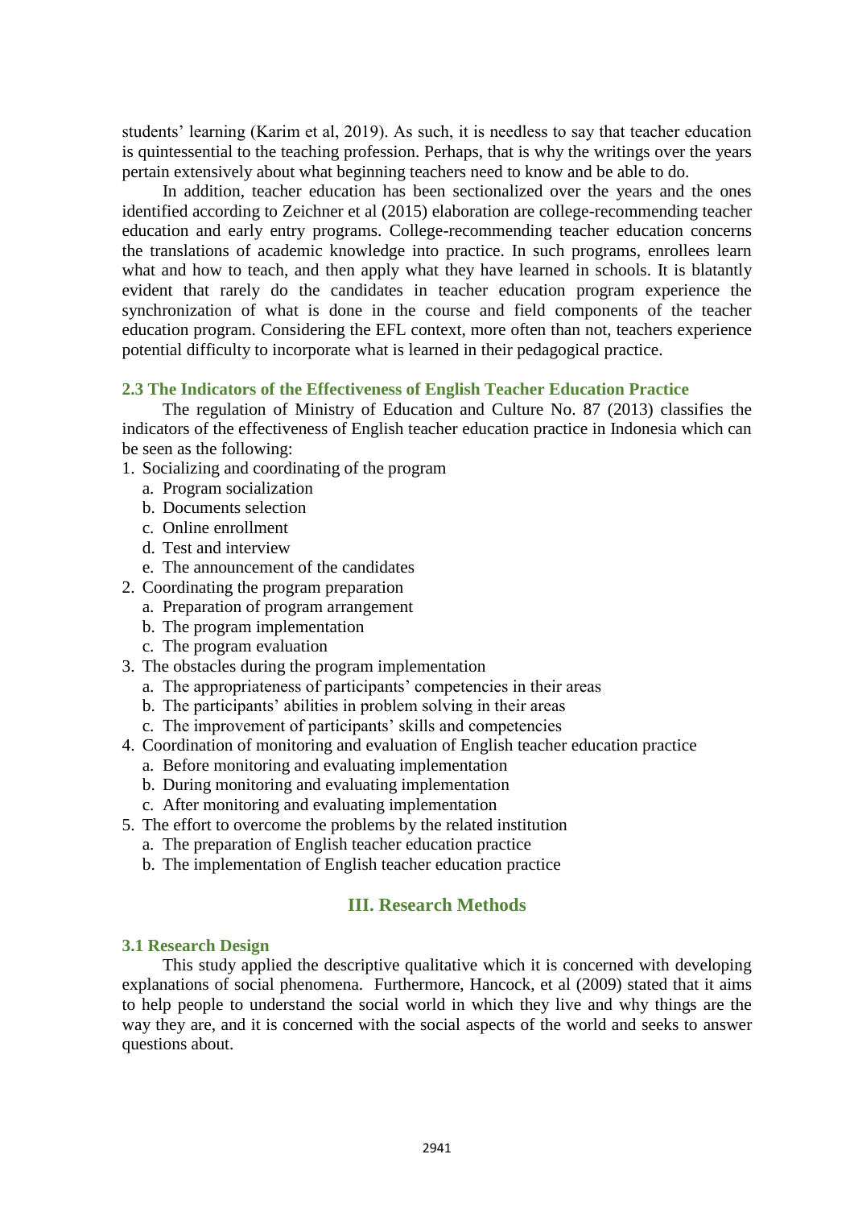students' learning (Karim et al, 2019). As such, it is needless to say that teacher education is quintessential to the teaching profession. Perhaps, that is why the writings over the years pertain extensively about what beginning teachers need to know and be able to do.

In addition, teacher education has been sectionalized over the years and the ones identified according to Zeichner et al (2015) elaboration are college-recommending teacher education and early entry programs. College-recommending teacher education concerns the translations of academic knowledge into practice. In such programs, enrollees learn what and how to teach, and then apply what they have learned in schools. It is blatantly evident that rarely do the candidates in teacher education program experience the synchronization of what is done in the course and field components of the teacher education program. Considering the EFL context, more often than not, teachers experience potential difficulty to incorporate what is learned in their pedagogical practice.

### 2.3 The Indicators of the Effectiveness of English Teacher Education Practice

The regulation of Ministry of Education and Culture No. 87 (2013) classifies the indicators of the effectiveness of English teacher education practice in Indonesia which can be seen as the following:

1. Socializing and coordinating of the program
   a. Program socialization
   b. Documents selection
   c. Online enrollment
   d. Test and interview
   e. The announcement of the candidates
2. Coordinating the program preparation
   a. Preparation of program arrangement
   b. The program implementation
   c. The program evaluation
3. The obstacles during the program implementation
   a. The appropriateness of participants' competencies in their areas
   b. The participants' abilities in problem solving in their areas
   c. The improvement of participants' skills and competencies
4. Coordination of monitoring and evaluation of English teacher education practice
   a. Before monitoring and evaluating implementation
   b. During monitoring and evaluating implementation
   c. After monitoring and evaluating implementation
5. The effort to overcome the problems by the related institution
   a. The preparation of English teacher education practice
   b. The implementation of English teacher education practice

## III. Research Methods

### 3.1 Research Design

This study applied the descriptive qualitative which it is concerned with developing explanations of social phenomena. Furthermore, Hancock, et al (2009) stated that it aims to help people to understand the social world in which they live and why things are the way they are, and it is concerned with the social aspects of the world and seeks to answer questions about.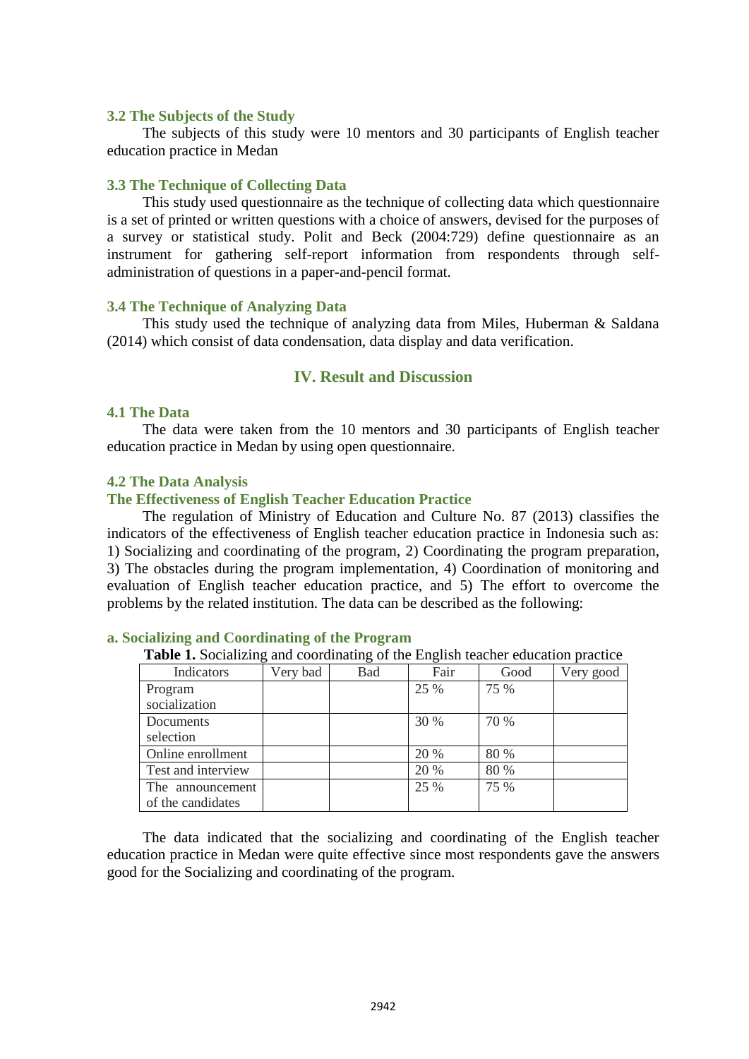### 3.2 The Subjects of the Study

The subjects of this study were 10 mentors and 30 participants of English teacher education practice in Medan

### 3.3 The Technique of Collecting Data

This study used questionnaire as the technique of collecting data which questionnaire is a set of printed or written questions with a choice of answers, devised for the purposes of a survey or statistical study. Polit and Beck (2004:729) define questionnaire as an instrument for gathering self-report information from respondents through self-administration of questions in a paper-and-pencil format.

### 3.4 The Technique of Analyzing Data

This study used the technique of analyzing data from Miles, Huberman & Saldana (2014) which consist of data condensation, data display and data verification.

## IV. Result and Discussion

### 4.1 The Data

The data were taken from the 10 mentors and 30 participants of English teacher education practice in Medan by using open questionnaire.

### 4.2 The Data Analysis

#### The Effectiveness of English Teacher Education Practice

The regulation of Ministry of Education and Culture No. 87 (2013) classifies the indicators of the effectiveness of English teacher education practice in Indonesia such as: 1) Socializing and coordinating of the program, 2) Coordinating the program preparation, 3) The obstacles during the program implementation, 4) Coordination of monitoring and evaluation of English teacher education practice, and 5) The effort to overcome the problems by the related institution. The data can be described as the following:

#### a. Socializing and Coordinating of the Program

**Table 1.** Socializing and coordinating of the English teacher education practice

| Indicators | Very bad | Bad | Fair | Good | Very good |
|---|---|---|---|---|---|
| Program socialization | | | 25 % | 75 % | |
| Documents selection | | | 30 % | 70 % | |
| Online enrollment | | | 20 % | 80 % | |
| Test and interview | | | 20 % | 80 % | |
| The announcement of the candidates | | | 25 % | 75 % | |

The data indicated that the socializing and coordinating of the English teacher education practice in Medan were quite effective since most respondents gave the answers good for the Socializing and coordinating of the program.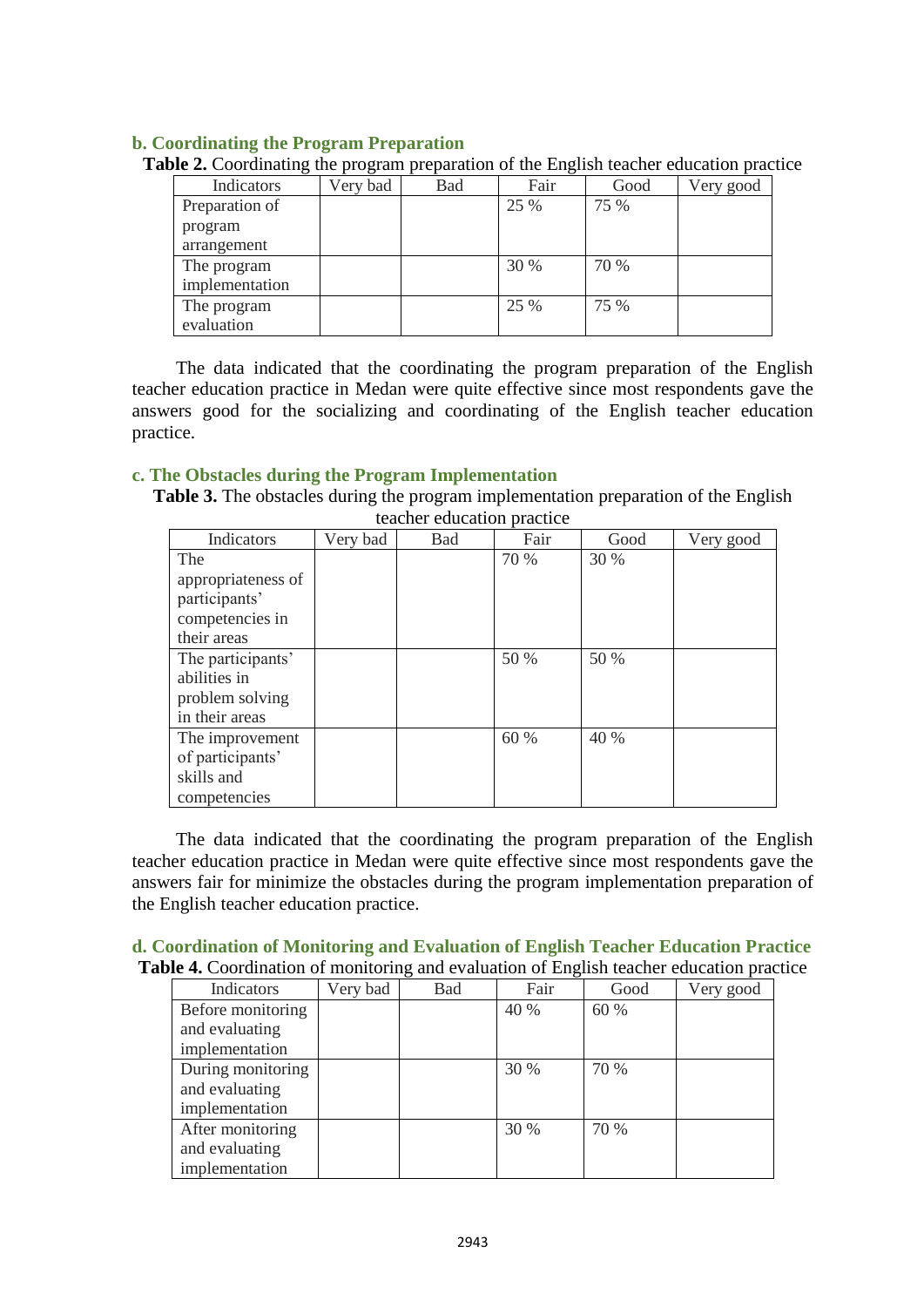### b. Coordinating the Program Preparation

**Table 2.** Coordinating the program preparation of the English teacher education practice

| Indicators | Very bad | Bad | Fair | Good | Very good |
|---|---|---|---|---|---|
| Preparation of program arrangement | | | 25 % | 75 % | |
| The program implementation | | | 30 % | 70 % | |
| The program evaluation | | | 25 % | 75 % | |

The data indicated that the coordinating the program preparation of the English teacher education practice in Medan were quite effective since most respondents gave the answers good for the socializing and coordinating of the English teacher education practice.

### c. The Obstacles during the Program Implementation

**Table 3.** The obstacles during the program implementation preparation of the English teacher education practice

| Indicators | Very bad | Bad | Fair | Good | Very good |
|---|---|---|---|---|---|
| The appropriateness of participants' competencies in their areas | | | 70 % | 30 % | |
| The participants' abilities in problem solving in their areas | | | 50 % | 50 % | |
| The improvement of participants' skills and competencies | | | 60 % | 40 % | |

The data indicated that the coordinating the program preparation of the English teacher education practice in Medan were quite effective since most respondents gave the answers fair for minimize the obstacles during the program implementation preparation of the English teacher education practice.

### d. Coordination of Monitoring and Evaluation of English Teacher Education Practice

**Table 4.** Coordination of monitoring and evaluation of English teacher education practice

| Indicators | Very bad | Bad | Fair | Good | Very good |
|---|---|---|---|---|---|
| Before monitoring and evaluating implementation | | | 40 % | 60 % | |
| During monitoring and evaluating implementation | | | 30 % | 70 % | |
| After monitoring and evaluating implementation | | | 30 % | 70 % | |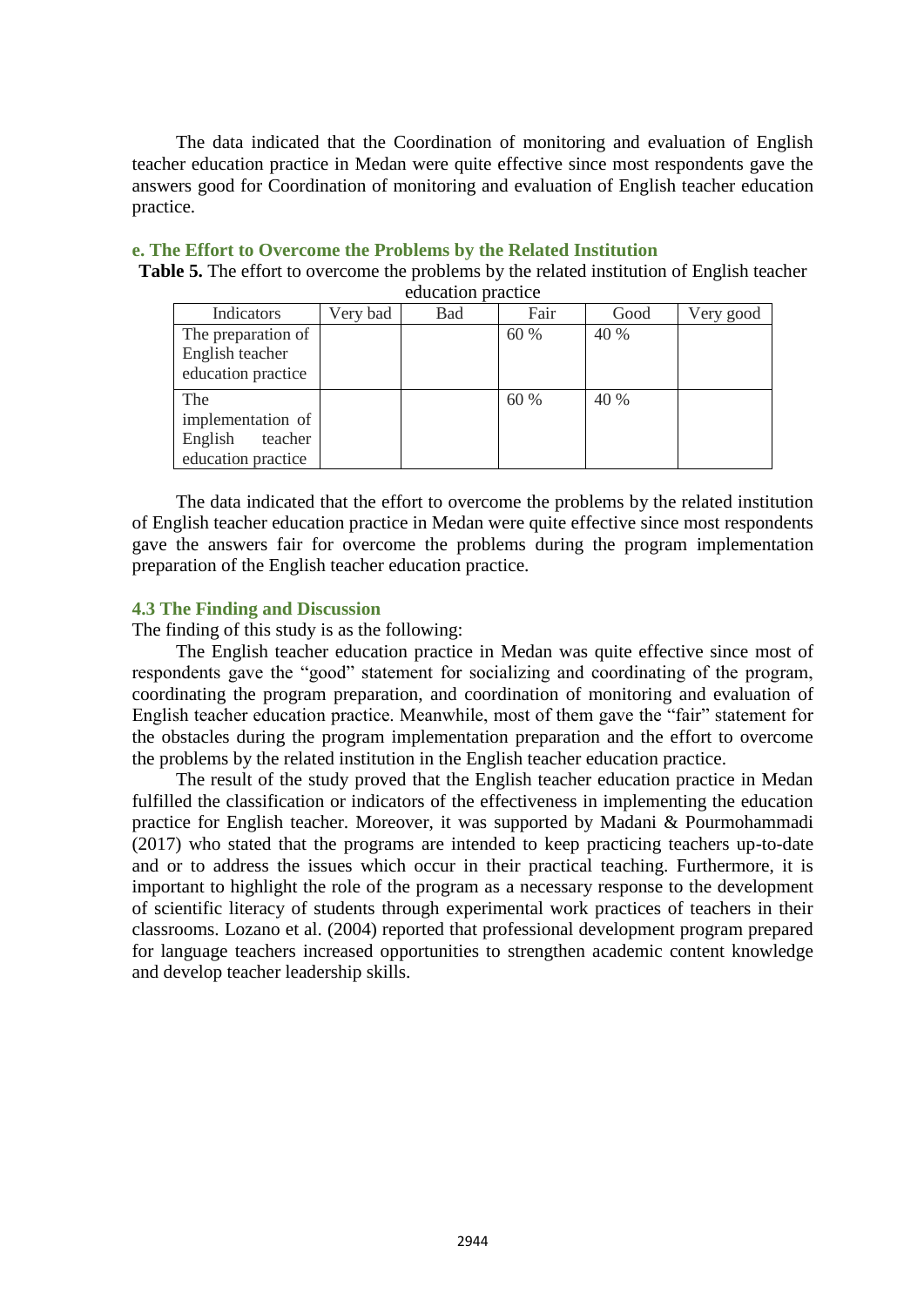The data indicated that the Coordination of monitoring and evaluation of English teacher education practice in Medan were quite effective since most respondents gave the answers good for Coordination of monitoring and evaluation of English teacher education practice.

### e. The Effort to Overcome the Problems by the Related Institution

**Table 5.** The effort to overcome the problems by the related institution of English teacher education practice

| Indicators | Very bad | Bad | Fair | Good | Very good |
|---|---|---|---|---|---|
| The preparation of English teacher education practice | | | 60 % | 40 % | |
| The implementation of English teacher education practice | | | 60 % | 40 % | |

The data indicated that the effort to overcome the problems by the related institution of English teacher education practice in Medan were quite effective since most respondents gave the answers fair for overcome the problems during the program implementation preparation of the English teacher education practice.

## 4.3 The Finding and Discussion

The finding of this study is as the following:

The English teacher education practice in Medan was quite effective since most of respondents gave the "good" statement for socializing and coordinating of the program, coordinating the program preparation, and coordination of monitoring and evaluation of English teacher education practice. Meanwhile, most of them gave the "fair" statement for the obstacles during the program implementation preparation and the effort to overcome the problems by the related institution in the English teacher education practice.

The result of the study proved that the English teacher education practice in Medan fulfilled the classification or indicators of the effectiveness in implementing the education practice for English teacher. Moreover, it was supported by Madani & Pourmohammadi (2017) who stated that the programs are intended to keep practicing teachers up-to-date and or to address the issues which occur in their practical teaching. Furthermore, it is important to highlight the role of the program as a necessary response to the development of scientific literacy of students through experimental work practices of teachers in their classrooms. Lozano et al. (2004) reported that professional development program prepared for language teachers increased opportunities to strengthen academic content knowledge and develop teacher leadership skills.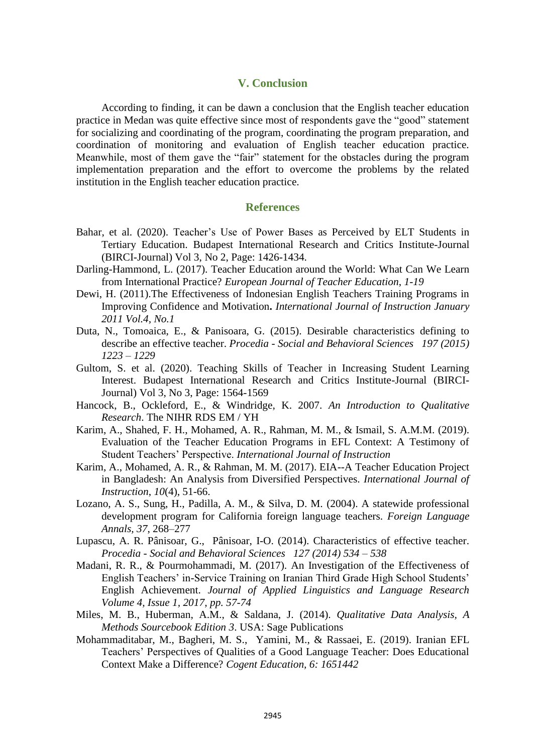## V. Conclusion

According to finding, it can be dawn a conclusion that the English teacher education practice in Medan was quite effective since most of respondents gave the "good" statement for socializing and coordinating of the program, coordinating the program preparation, and coordination of monitoring and evaluation of English teacher education practice. Meanwhile, most of them gave the "fair" statement for the obstacles during the program implementation preparation and the effort to overcome the problems by the related institution in the English teacher education practice.

## References

Bahar, et al. (2020). Teacher's Use of Power Bases as Perceived by ELT Students in Tertiary Education. Budapest International Research and Critics Institute-Journal (BIRCI-Journal) Vol 3, No 2, Page: 1426-1434.

Darling-Hammond, L. (2017). Teacher Education around the World: What Can We Learn from International Practice? *European Journal of Teacher Education, 1-19*

Dewi, H. (2011).The Effectiveness of Indonesian English Teachers Training Programs in Improving Confidence and Motivation**.** *International Journal of Instruction January 2011 Vol.4, No.1*

Duta, N., Tomoaica, E., & Panisoara, G. (2015). Desirable characteristics defining to describe an effective teacher. *Procedia - Social and Behavioral Sciences 197 (2015) 1223 – 1229*

Gultom, S. et al. (2020). Teaching Skills of Teacher in Increasing Student Learning Interest. Budapest International Research and Critics Institute-Journal (BIRCI-Journal) Vol 3, No 3, Page: 1564-1569

Hancock, B., Ockleford, E., & Windridge, K. 2007. *An Introduction to Qualitative Research*. The NIHR RDS EM / YH

Karim, A., Shahed, F. H., Mohamed, A. R., Rahman, M. M., & Ismail, S. A.M.M. (2019). Evaluation of the Teacher Education Programs in EFL Context: A Testimony of Student Teachers' Perspective. *International Journal of Instruction*

Karim, A., Mohamed, A. R., & Rahman, M. M. (2017). EIA--A Teacher Education Project in Bangladesh: An Analysis from Diversified Perspectives. *International Journal of Instruction*, *10*(4), 51-66.

Lozano, A. S., Sung, H., Padilla, A. M., & Silva, D. M. (2004). A statewide professional development program for California foreign language teachers. *Foreign Language Annals, 37*, 268–277

Lupascu, A. R. Pânisoar, G., Pânisoar, I-O. (2014). Characteristics of effective teacher. *Procedia - Social and Behavioral Sciences 127 (2014) 534 – 538*

Madani, R. R., & Pourmohammadi, M. (2017). An Investigation of the Effectiveness of English Teachers' in-Service Training on Iranian Third Grade High School Students' English Achievement. *Journal of Applied Linguistics and Language Research Volume 4, Issue 1, 2017, pp. 57-74*

Miles, M. B., Huberman, A.M., & Saldana, J. (2014). *Qualitative Data Analysis, A Methods Sourcebook Edition 3*. USA: Sage Publications

Mohammaditabar, M., Bagheri, M. S., Yamini, M., & Rassaei, E. (2019). Iranian EFL Teachers' Perspectives of Qualities of a Good Language Teacher: Does Educational Context Make a Difference? *Cogent Education, 6: 1651442*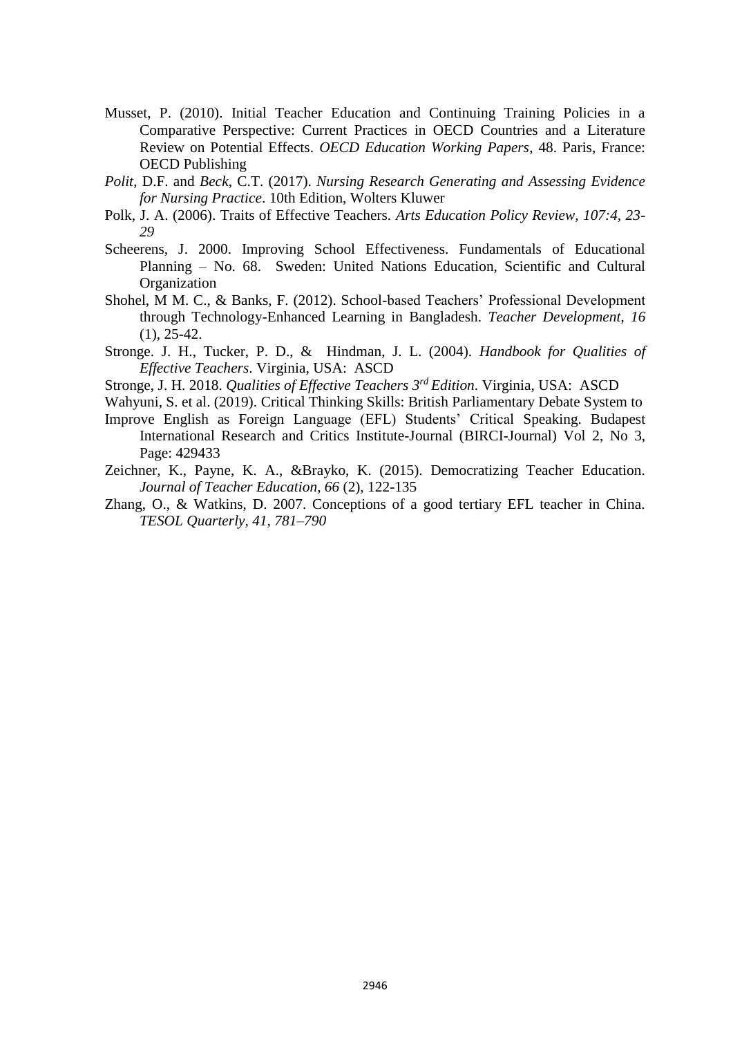Musset, P. (2010). Initial Teacher Education and Continuing Training Policies in a Comparative Perspective: Current Practices in OECD Countries and a Literature Review on Potential Effects. *OECD Education Working Papers*, 48. Paris, France: OECD Publishing

*Polit*, D.F. and *Beck*, C.T. (2017). *Nursing Research Generating and Assessing Evidence for Nursing Practice*. 10th Edition, Wolters Kluwer

Polk, J. A. (2006). Traits of Effective Teachers. *Arts Education Policy Review, 107:4, 23-29*

Scheerens, J. 2000. Improving School Effectiveness. Fundamentals of Educational Planning – No. 68. Sweden: United Nations Education, Scientific and Cultural Organization

Shohel, M M. C., & Banks, F. (2012). School-based Teachers' Professional Development through Technology-Enhanced Learning in Bangladesh. *Teacher Development*, *16* (1), 25-42.

Stronge. J. H., Tucker, P. D., & Hindman, J. L. (2004). *Handbook for Qualities of Effective Teachers*. Virginia, USA: ASCD

Stronge, J. H. 2018. *Qualities of Effective Teachers 3rd Edition*. Virginia, USA: ASCD

Wahyuni, S. et al. (2019). Critical Thinking Skills: British Parliamentary Debate System to Improve English as Foreign Language (EFL) Students' Critical Speaking. Budapest International Research and Critics Institute-Journal (BIRCI-Journal) Vol 2, No 3, Page: 429433

Zeichner, K., Payne, K. A., &Brayko, K. (2015). Democratizing Teacher Education. *Journal of Teacher Education*, *66* (2), 122-135

Zhang, O., & Watkins, D. 2007. Conceptions of a good tertiary EFL teacher in China. *TESOL Quarterly, 41, 781–790*